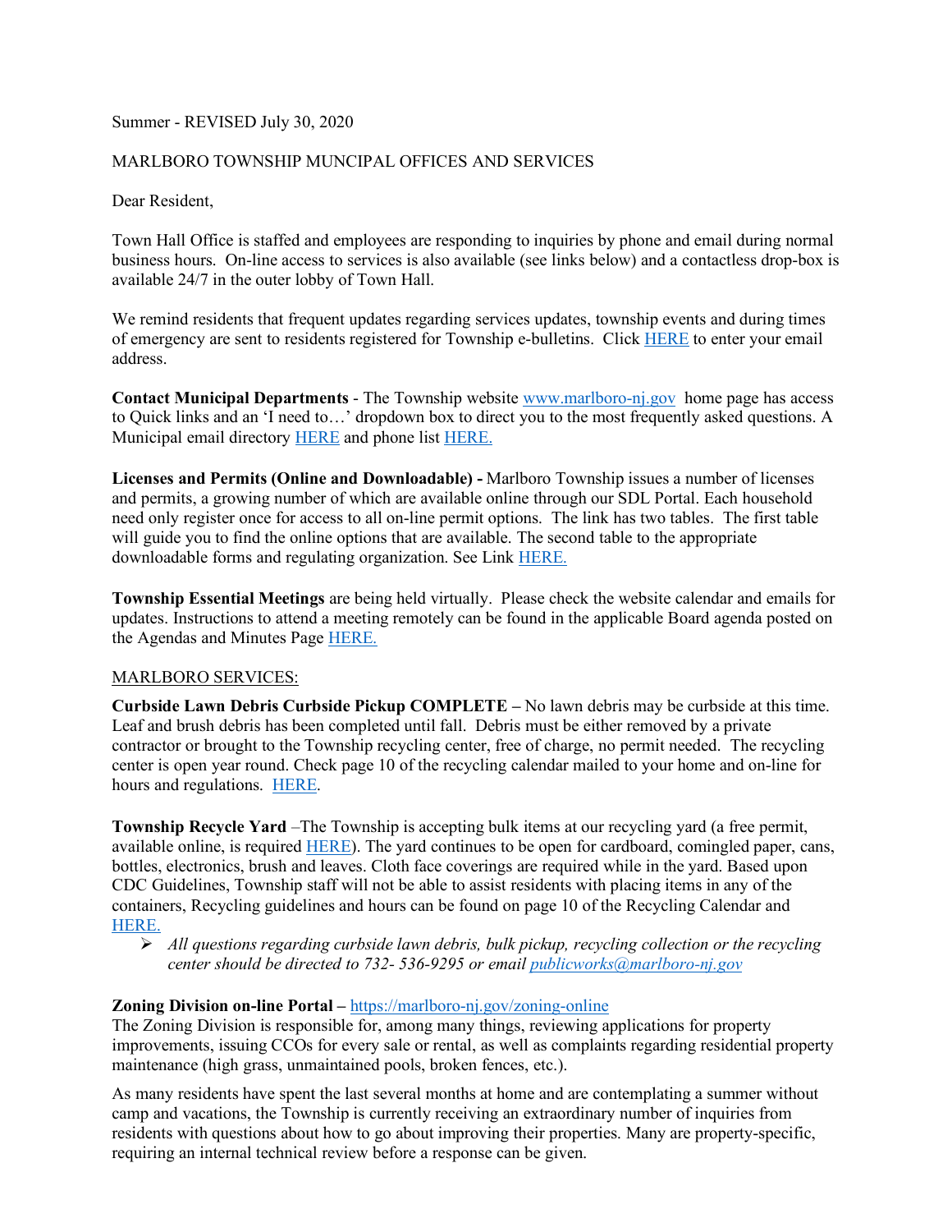Summer - REVISED July 30, 2020

MARLBORO TOWNSHIP MUNCIPAL OFFICES AND SERVICES

Dear Resident,

Town Hall Office is staffed and employees are responding to inquiries by phone and email during normal business hours. On-line access to services is also available (see links below) and a contactless drop-box is available 24/7 in the outer lobby of Town Hall.

We remind residents that frequent updates regarding services updates, township events and during times of emergency are sent to residents registered for Township e-bulletins. Click HERE to enter your email address.

**Contact Municipal Departments** - The Township website www.marlboro-nj.gov home page has access to Quick links and an 'I need to…' dropdown box to direct you to the most frequently asked questions. A Municipal email directory HERE and phone list HERE.

**Licenses and Permits (Online and Downloadable) -** Marlboro Township issues a number of licenses and permits, a growing number of which are available online through our SDL Portal. Each household need only register once for access to all on-line permit options. The link has two tables. The first table will guide you to find the online options that are available. The second table to the appropriate downloadable forms and regulating organization. See Link HERE.

**Township Essential Meetings** are being held virtually. Please check the website calendar and emails for updates. Instructions to attend a meeting remotely can be found in the applicable Board agenda posted on the Agendas and Minutes Page HERE.

MARLBORO SERVICES:

**Curbside Lawn Debris Curbside Pickup COMPLETE –** No lawn debris may be curbside at this time. Leaf and brush debris has been completed until fall. Debris must be either removed by a private contractor or brought to the Township recycling center, free of charge, no permit needed. The recycling center is open year round. Check page 10 of the recycling calendar mailed to your home and on-line for hours and regulations. HERE.

**Township Recycle Yard** –The Township is accepting bulk items at our recycling yard (a free permit, available online, is required HERE). The yard continues to be open for cardboard, comingled paper, cans, bottles, electronics, brush and leaves. Cloth face coverings are required while in the yard. Based upon CDC Guidelines, Township staff will not be able to assist residents with placing items in any of the containers, Recycling guidelines and hours can be found on page 10 of the Recycling Calendar and HERE.

- *All questions regarding curbside lawn debris, bulk pickup, recycling collection or the recycling center should be directed to 732- 536-9295 or email publicworks@marlboro-nj.gov*

**Zoning Division on-line Portal –** https://marlboro-nj.gov/zoning-online
The Zoning Division is responsible for, among many things, reviewing applications for property improvements, issuing CCOs for every sale or rental, as well as complaints regarding residential property maintenance (high grass, unmaintained pools, broken fences, etc.).

As many residents have spent the last several months at home and are contemplating a summer without camp and vacations, the Township is currently receiving an extraordinary number of inquiries from residents with questions about how to go about improving their properties. Many are property-specific, requiring an internal technical review before a response can be given.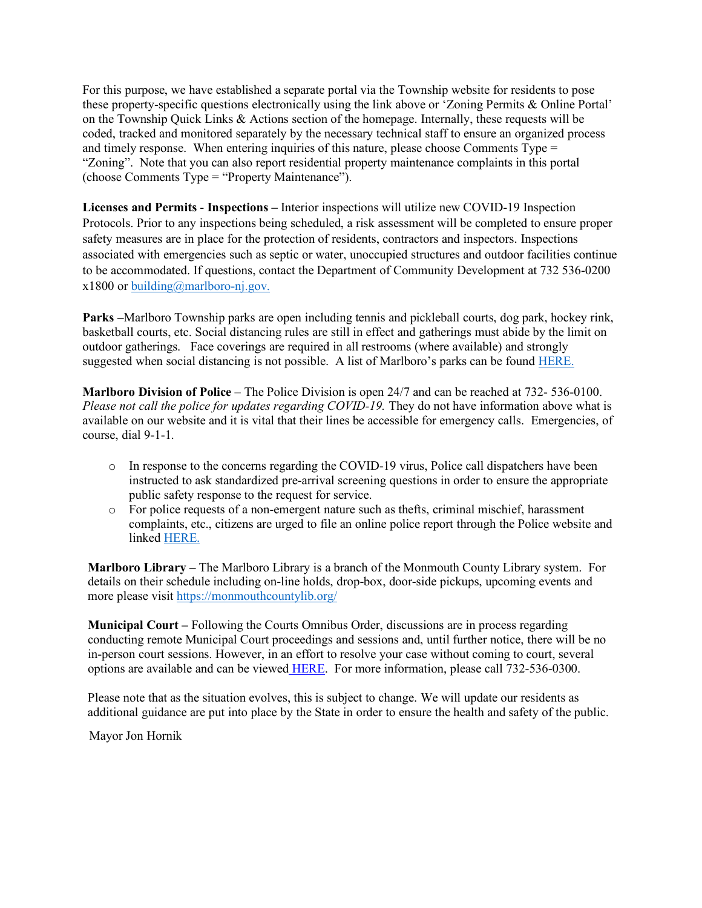For this purpose, we have established a separate portal via the Township website for residents to pose these property-specific questions electronically using the link above or 'Zoning Permits & Online Portal' on the Township Quick Links & Actions section of the homepage. Internally, these requests will be coded, tracked and monitored separately by the necessary technical staff to ensure an organized process and timely response. When entering inquiries of this nature, please choose Comments Type = "Zoning". Note that you can also report residential property maintenance complaints in this portal (choose Comments Type = "Property Maintenance").

**Licenses and Permits** - **Inspections –** Interior inspections will utilize new COVID-19 Inspection Protocols. Prior to any inspections being scheduled, a risk assessment will be completed to ensure proper safety measures are in place for the protection of residents, contractors and inspectors. Inspections associated with emergencies such as septic or water, unoccupied structures and outdoor facilities continue to be accommodated. If questions, contact the Department of Community Development at 732 536-0200 x1800 or [building@marlboro-nj.gov.](mailto:building@marlboro-nj.gov)

**Parks –**Marlboro Township parks are open including tennis and pickleball courts, dog park, hockey rink, basketball courts, etc. Social distancing rules are still in effect and gatherings must abide by the limit on outdoor gatherings. Face coverings are required in all restrooms (where available) and strongly suggested when social distancing is not possible. A list of Marlboro's parks can be found HERE.

**Marlboro Division of Police** – The Police Division is open 24/7 and can be reached at 732- 536-0100. *Please not call the police for updates regarding COVID-19.* They do not have information above what is available on our website and it is vital that their lines be accessible for emergency calls. Emergencies, of course, dial 9-1-1.

- In response to the concerns regarding the COVID-19 virus, Police call dispatchers have been instructed to ask standardized pre-arrival screening questions in order to ensure the appropriate public safety response to the request for service.
- For police requests of a non-emergent nature such as thefts, criminal mischief, harassment complaints, etc., citizens are urged to file an online police report through the Police website and linked HERE.

**Marlboro Library –** The Marlboro Library is a branch of the Monmouth County Library system. For details on their schedule including on-line holds, drop-box, door-side pickups, upcoming events and more please visit https://monmouthcountylib.org/

**Municipal Court –** Following the Courts Omnibus Order, discussions are in process regarding conducting remote Municipal Court proceedings and sessions and, until further notice, there will be no in-person court sessions. However, in an effort to resolve your case without coming to court, several options are available and can be viewed HERE. For more information, please call 732-536-0300.

Please note that as the situation evolves, this is subject to change. We will update our residents as additional guidance are put into place by the State in order to ensure the health and safety of the public.

Mayor Jon Hornik